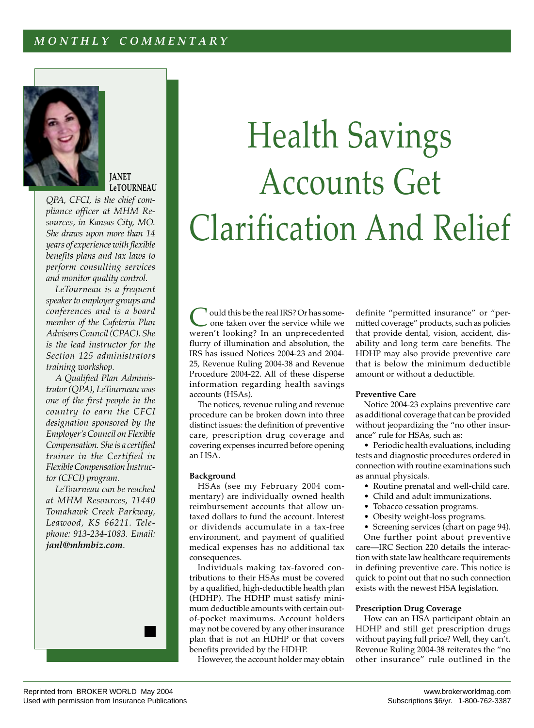MONTHLY COMMENTARY

# Health Savings Accounts Get Clarification And Relief

**JANET LeTOURNEAU**

*QPA, CFCI, is the chief compliance officer at MHM Resources, in Kansas City, MO. She draws upon more than 14 years of experience with flexible benefits plans and tax laws to perform consulting services and monitor quality control.*

*LeTourneau is a frequent speaker to employer groups and conferences and is a board member of the Cafeteria Plan Advisors Council (CPAC). She is the lead instructor for the Section 125 administrators training workshop.*

*A Qualified Plan Administrator (QPA), LeTourneau was one of the first people in the country to earn the CFCI designation sponsored by the Employer's Council on Flexible Compensation. She is a certified trainer in the Certified in Flexible Compensation Instructor (CFCI) program.*

*LeTourneau can be reached at MHM Resources, 11440 Tomahawk Creek Parkway, Leawood, KS 66211. Telephone: 913-234-1083. Email:* ***janl@mhmbiz.com****.*

Could this be the real IRS? Or has someone taken over the service while we weren't looking? In an unprecedented flurry of illumination and absolution, the IRS has issued Notices 2004-23 and 2004-25, Revenue Ruling 2004-38 and Revenue Procedure 2004-22. All of these disperse information regarding health savings accounts (HSAs).

The notices, revenue ruling and revenue procedure can be broken down into three distinct issues: the definition of preventive care, prescription drug coverage and covering expenses incurred before opening an HSA.

**Background**

HSAs (see my February 2004 commentary) are individually owned health reimbursement accounts that allow untaxed dollars to fund the account. Interest or dividends accumulate in a tax-free environment, and payment of qualified medical expenses has no additional tax consequences.

Individuals making tax-favored contributions to their HSAs must be covered by a qualified, high-deductible health plan (HDHP). The HDHP must satisfy minimum deductible amounts with certain out-of-pocket maximums. Account holders may not be covered by any other insurance plan that is not an HDHP or that covers benefits provided by the HDHP.

However, the account holder may obtain definite "permitted insurance" or "permitted coverage" products, such as policies that provide dental, vision, accident, disability and long term care benefits. The HDHP may also provide preventive care that is below the minimum deductible amount or without a deductible.

**Preventive Care**

Notice 2004-23 explains preventive care as additional coverage that can be provided without jeopardizing the "no other insurance" rule for HSAs, such as:

- Periodic health evaluations, including tests and diagnostic procedures ordered in connection with routine examinations such as annual physicals.
- Routine prenatal and well-child care.
- Child and adult immunizations.
- Tobacco cessation programs.
- Obesity weight-loss programs.
- Screening services (chart on page 94).

One further point about preventive care—IRC Section 220 details the interaction with state law healthcare requirements in defining preventive care. This notice is quick to point out that no such connection exists with the newest HSA legislation.

**Prescription Drug Coverage**

How can an HSA participant obtain an HDHP and still get prescription drugs without paying full price? Well, they can't. Revenue Ruling 2004-38 reiterates the "no other insurance" rule outlined in the

Reprinted from BROKER WORLD May 2004
Used with permission from Insurance Publications

www.brokerworldmag.com
Subscriptions $6/yr. 1-800-762-3387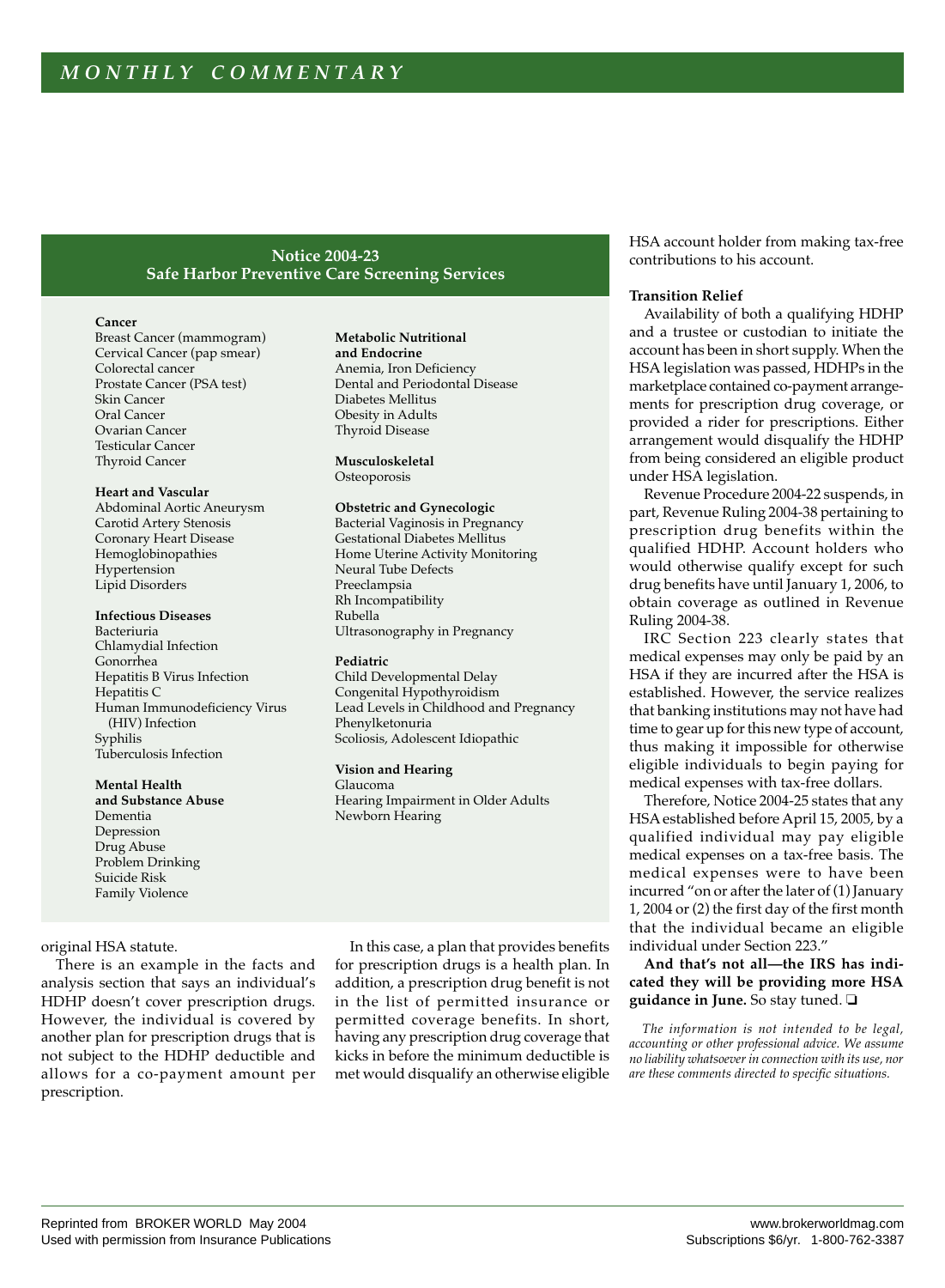## Notice 2004-23
## Safe Harbor Preventive Care Screening Services

**Cancer**
Breast Cancer (mammogram)
Cervical Cancer (pap smear)
Colorectal cancer
Prostate Cancer (PSA test)
Skin Cancer
Oral Cancer
Ovarian Cancer
Testicular Cancer
Thyroid Cancer

**Heart and Vascular**
Abdominal Aortic Aneurysm
Carotid Artery Stenosis
Coronary Heart Disease
Hemoglobinopathies
Hypertension
Lipid Disorders

**Infectious Diseases**
Bacteriuria
Chlamydial Infection
Gonorrhea
Hepatitis B Virus Infection
Hepatitis C
Human Immunodeficiency Virus (HIV) Infection
Syphilis
Tuberculosis Infection

**Mental Health and Substance Abuse**
Dementia
Depression
Drug Abuse
Problem Drinking
Suicide Risk
Family Violence

**Metabolic Nutritional and Endocrine**
Anemia, Iron Deficiency
Dental and Periodontal Disease
Diabetes Mellitus
Obesity in Adults
Thyroid Disease

**Musculoskeletal**
Osteoporosis

**Obstetric and Gynecologic**
Bacterial Vaginosis in Pregnancy
Gestational Diabetes Mellitus
Home Uterine Activity Monitoring
Neural Tube Defects
Preeclampsia
Rh Incompatibility
Rubella
Ultrasonography in Pregnancy

**Pediatric**
Child Developmental Delay
Congenital Hypothyroidism
Lead Levels in Childhood and Pregnancy
Phenylketonuria
Scoliosis, Adolescent Idiopathic

**Vision and Hearing**
Glaucoma
Hearing Impairment in Older Adults
Newborn Hearing

original HSA statute.

There is an example in the facts and analysis section that says an individual's HDHP doesn't cover prescription drugs. However, the individual is covered by another plan for prescription drugs that is not subject to the HDHP deductible and allows for a co-payment amount per prescription.

In this case, a plan that provides benefits for prescription drugs is a health plan. In addition, a prescription drug benefit is not in the list of permitted insurance or permitted coverage benefits. In short, having any prescription drug coverage that kicks in before the minimum deductible is met would disqualify an otherwise eligible HSA account holder from making tax-free contributions to his account.

**Transition Relief**

Availability of both a qualifying HDHP and a trustee or custodian to initiate the account has been in short supply. When the HSA legislation was passed, HDHPs in the marketplace contained co-payment arrangements for prescription drug coverage, or provided a rider for prescriptions. Either arrangement would disqualify the HDHP from being considered an eligible product under HSA legislation.

Revenue Procedure 2004-22 suspends, in part, Revenue Ruling 2004-38 pertaining to prescription drug benefits within the qualified HDHP. Account holders who would otherwise qualify except for such drug benefits have until January 1, 2006, to obtain coverage as outlined in Revenue Ruling 2004-38.

IRC Section 223 clearly states that medical expenses may only be paid by an HSA if they are incurred after the HSA is established. However, the service realizes that banking institutions may not have had time to gear up for this new type of account, thus making it impossible for otherwise eligible individuals to begin paying for medical expenses with tax-free dollars.

Therefore, Notice 2004-25 states that any HSA established before April 15, 2005, by a qualified individual may pay eligible medical expenses on a tax-free basis. The medical expenses were to have been incurred "on or after the later of (1) January 1, 2004 or (2) the first day of the first month that the individual became an eligible individual under Section 223."

**And that's not all—the IRS has indicated they will be providing more HSA guidance in June.** So stay tuned. ❑

*The information is not intended to be legal, accounting or other professional advice. We assume no liability whatsoever in connection with its use, nor are these comments directed to specific situations.*